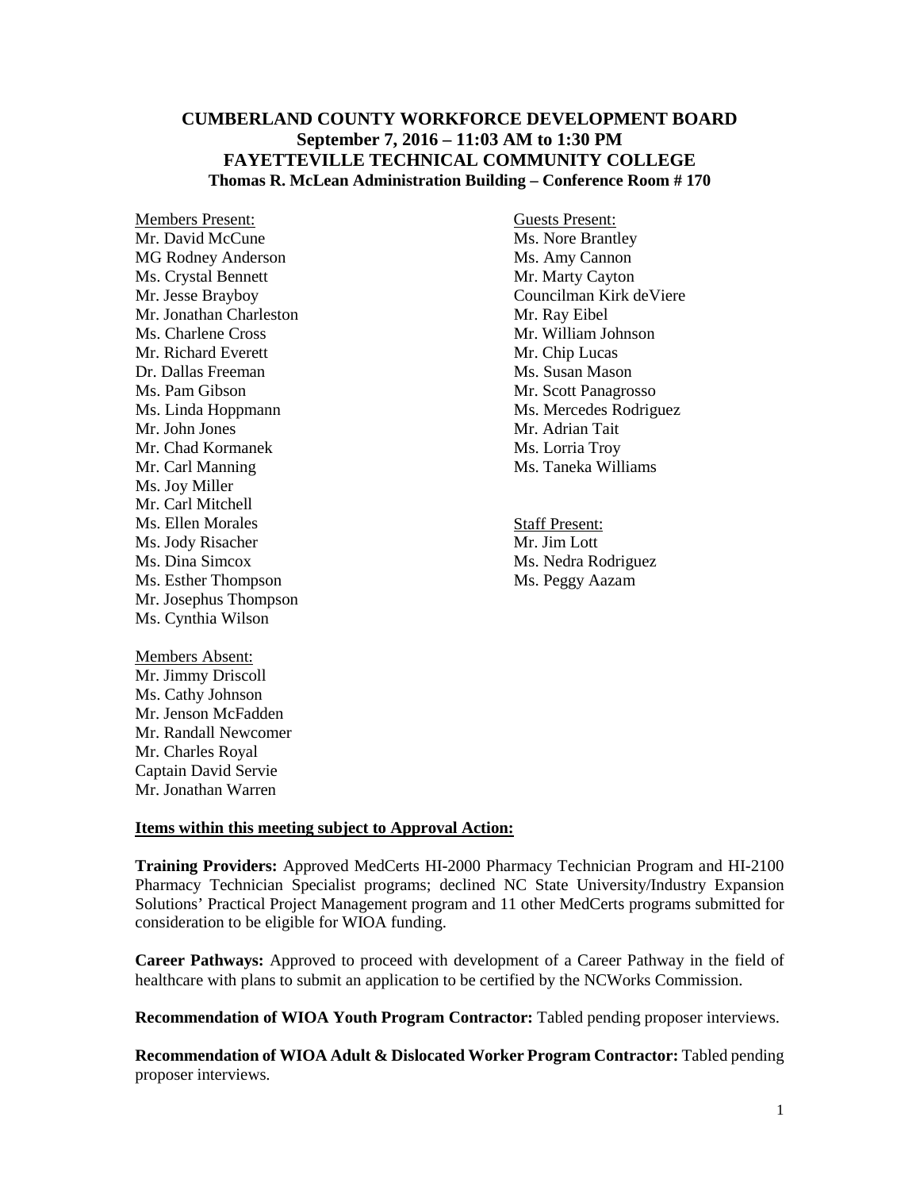# CUMBERLAND COUNTY WORKFORCE DEVELOPMENT BOARD
## September 7, 2016 – 11:03 AM to 1:30 PM
## FAYETTEVILLE TECHNICAL COMMUNITY COLLEGE
### Thomas R. McLean Administration Building – Conference Room # 170

<u>Members Present:</u>
Mr. David McCune
MG Rodney Anderson
Ms. Crystal Bennett
Mr. Jesse Brayboy
Mr. Jonathan Charleston
Ms. Charlene Cross
Mr. Richard Everett
Dr. Dallas Freeman
Ms. Pam Gibson
Ms. Linda Hoppmann
Mr. John Jones
Mr. Chad Kormanek
Mr. Carl Manning
Ms. Joy Miller
Mr. Carl Mitchell
Ms. Ellen Morales
Ms. Jody Risacher
Ms. Dina Simcox
Ms. Esther Thompson
Mr. Josephus Thompson
Ms. Cynthia Wilson

<u>Members Absent:</u>
Mr. Jimmy Driscoll
Ms. Cathy Johnson
Mr. Jenson McFadden
Mr. Randall Newcomer
Mr. Charles Royal
Captain David Servie
Mr. Jonathan Warren

<u>Guests Present:</u>
Ms. Nore Brantley
Ms. Amy Cannon
Mr. Marty Cayton
Councilman Kirk deViere
Mr. Ray Eibel
Mr. William Johnson
Mr. Chip Lucas
Ms. Susan Mason
Mr. Scott Panagrosso
Ms. Mercedes Rodriguez
Mr. Adrian Tait
Ms. Lorria Troy
Ms. Taneka Williams

<u>Staff Present:</u>
Mr. Jim Lott
Ms. Nedra Rodriguez
Ms. Peggy Aazam

**<u>Items within this meeting subject to Approval Action:</u>**

**Training Providers:** Approved MedCerts HI-2000 Pharmacy Technician Program and HI-2100 Pharmacy Technician Specialist programs; declined NC State University/Industry Expansion Solutions' Practical Project Management program and 11 other MedCerts programs submitted for consideration to be eligible for WIOA funding.

**Career Pathways:** Approved to proceed with development of a Career Pathway in the field of healthcare with plans to submit an application to be certified by the NCWorks Commission.

**Recommendation of WIOA Youth Program Contractor:** Tabled pending proposer interviews.

**Recommendation of WIOA Adult & Dislocated Worker Program Contractor:** Tabled pending proposer interviews.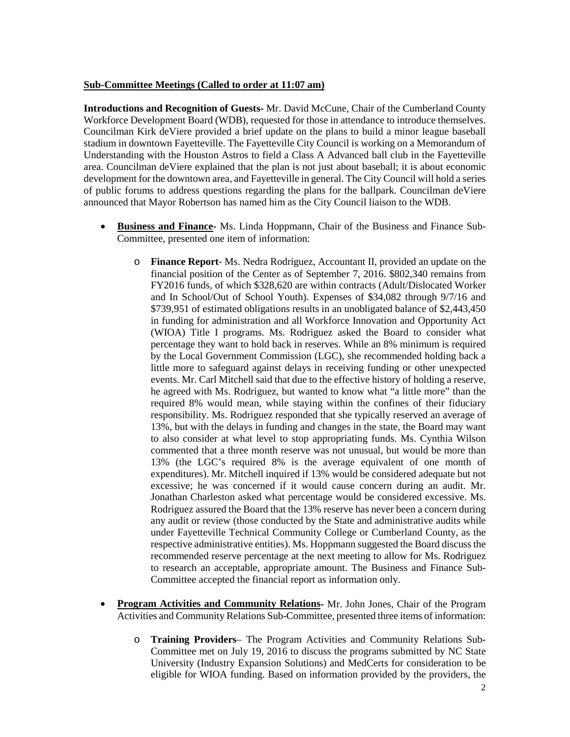**Sub-Committee Meetings (Called to order at 11:07 am)**

**Introductions and Recognition of Guests-** Mr. David McCune, Chair of the Cumberland County Workforce Development Board (WDB), requested for those in attendance to introduce themselves. Councilman Kirk deViere provided a brief update on the plans to build a minor league baseball stadium in downtown Fayetteville. The Fayetteville City Council is working on a Memorandum of Understanding with the Houston Astros to field a Class A Advanced ball club in the Fayetteville area. Councilman deViere explained that the plan is not just about baseball; it is about economic development for the downtown area, and Fayetteville in general. The City Council will hold a series of public forums to address questions regarding the plans for the ballpark. Councilman deViere announced that Mayor Robertson has named him as the City Council liaison to the WDB.

- **Business and Finance-** Ms. Linda Hoppmann, Chair of the Business and Finance Sub-Committee, presented one item of information:
  - **Finance Report**- Ms. Nedra Rodriguez, Accountant II, provided an update on the financial position of the Center as of September 7, 2016. $802,340 remains from FY2016 funds, of which $328,620 are within contracts (Adult/Dislocated Worker and In School/Out of School Youth). Expenses of $34,082 through 9/7/16 and $739,951 of estimated obligations results in an unobligated balance of $2,443,450 in funding for administration and all Workforce Innovation and Opportunity Act (WIOA) Title I programs. Ms. Rodriguez asked the Board to consider what percentage they want to hold back in reserves. While an 8% minimum is required by the Local Government Commission (LGC), she recommended holding back a little more to safeguard against delays in receiving funding or other unexpected events. Mr. Carl Mitchell said that due to the effective history of holding a reserve, he agreed with Ms. Rodriguez, but wanted to know what "a little more" than the required 8% would mean, while staying within the confines of their fiduciary responsibility. Ms. Rodriguez responded that she typically reserved an average of 13%, but with the delays in funding and changes in the state, the Board may want to also consider at what level to stop appropriating funds. Ms. Cynthia Wilson commented that a three month reserve was not unusual, but would be more than 13% (the LGC's required 8% is the average equivalent of one month of expenditures). Mr. Mitchell inquired if 13% would be considered adequate but not excessive; he was concerned if it would cause concern during an audit. Mr. Jonathan Charleston asked what percentage would be considered excessive. Ms. Rodriguez assured the Board that the 13% reserve has never been a concern during any audit or review (those conducted by the State and administrative audits while under Fayetteville Technical Community College or Cumberland County, as the respective administrative entities). Ms. Hoppmann suggested the Board discuss the recommended reserve percentage at the next meeting to allow for Ms. Rodriguez to research an acceptable, appropriate amount. The Business and Finance Sub-Committee accepted the financial report as information only.

- **Program Activities and Community Relations-** Mr. John Jones, Chair of the Program Activities and Community Relations Sub-Committee, presented three items of information:
  - **Training Providers**– The Program Activities and Community Relations Sub-Committee met on July 19, 2016 to discuss the programs submitted by NC State University (Industry Expansion Solutions) and MedCerts for consideration to be eligible for WIOA funding. Based on information provided by the providers, the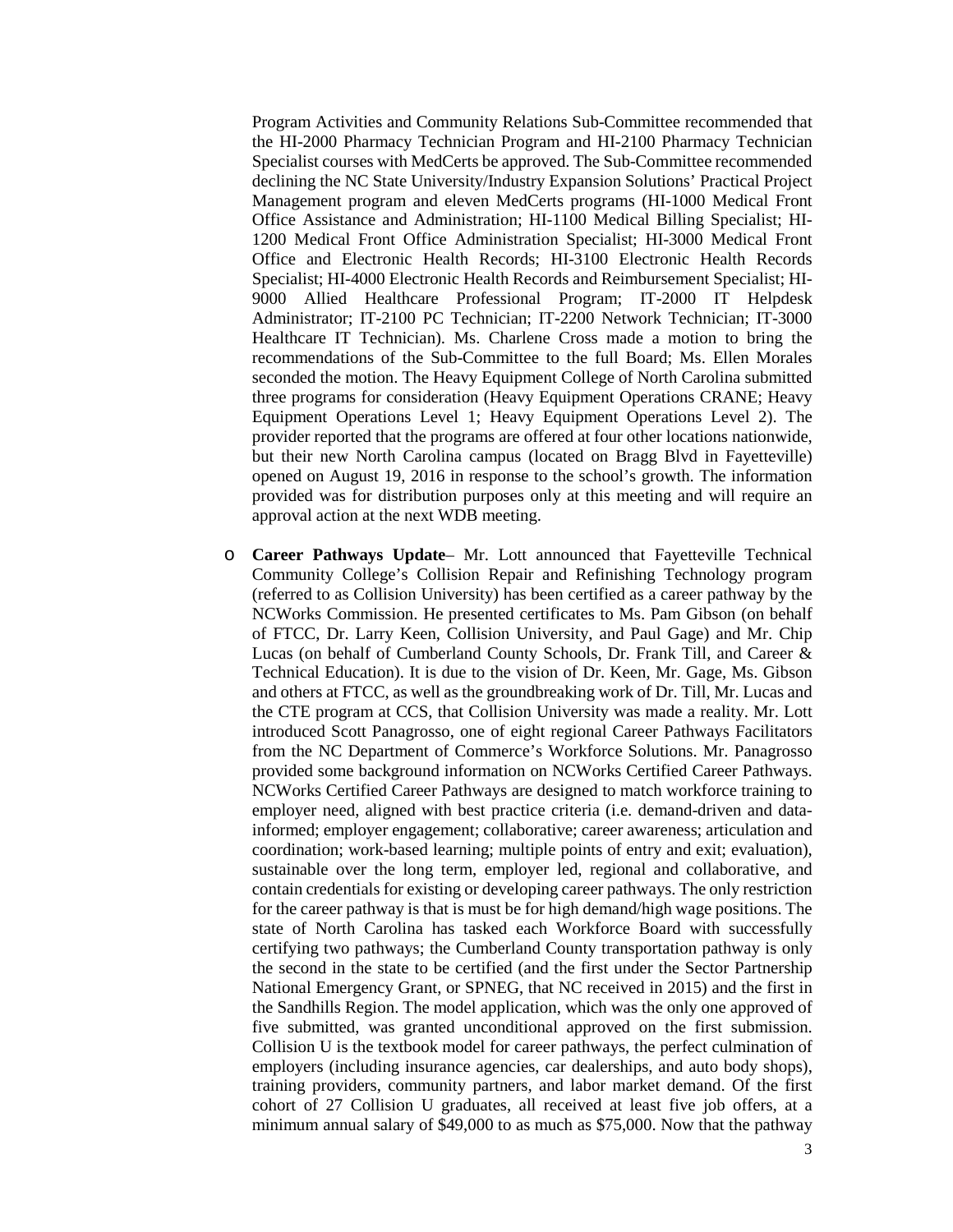Program Activities and Community Relations Sub-Committee recommended that the HI-2000 Pharmacy Technician Program and HI-2100 Pharmacy Technician Specialist courses with MedCerts be approved. The Sub-Committee recommended declining the NC State University/Industry Expansion Solutions' Practical Project Management program and eleven MedCerts programs (HI-1000 Medical Front Office Assistance and Administration; HI-1100 Medical Billing Specialist; HI-1200 Medical Front Office Administration Specialist; HI-3000 Medical Front Office and Electronic Health Records; HI-3100 Electronic Health Records Specialist; HI-4000 Electronic Health Records and Reimbursement Specialist; HI-9000 Allied Healthcare Professional Program; IT-2000 IT Helpdesk Administrator; IT-2100 PC Technician; IT-2200 Network Technician; IT-3000 Healthcare IT Technician). Ms. Charlene Cross made a motion to bring the recommendations of the Sub-Committee to the full Board; Ms. Ellen Morales seconded the motion. The Heavy Equipment College of North Carolina submitted three programs for consideration (Heavy Equipment Operations CRANE; Heavy Equipment Operations Level 1; Heavy Equipment Operations Level 2). The provider reported that the programs are offered at four other locations nationwide, but their new North Carolina campus (located on Bragg Blvd in Fayetteville) opened on August 19, 2016 in response to the school's growth. The information provided was for distribution purposes only at this meeting and will require an approval action at the next WDB meeting.

- **Career Pathways Update**– Mr. Lott announced that Fayetteville Technical Community College's Collision Repair and Refinishing Technology program (referred to as Collision University) has been certified as a career pathway by the NCWorks Commission. He presented certificates to Ms. Pam Gibson (on behalf of FTCC, Dr. Larry Keen, Collision University, and Paul Gage) and Mr. Chip Lucas (on behalf of Cumberland County Schools, Dr. Frank Till, and Career & Technical Education). It is due to the vision of Dr. Keen, Mr. Gage, Ms. Gibson and others at FTCC, as well as the groundbreaking work of Dr. Till, Mr. Lucas and the CTE program at CCS, that Collision University was made a reality. Mr. Lott introduced Scott Panagrosso, one of eight regional Career Pathways Facilitators from the NC Department of Commerce's Workforce Solutions. Mr. Panagrosso provided some background information on NCWorks Certified Career Pathways. NCWorks Certified Career Pathways are designed to match workforce training to employer need, aligned with best practice criteria (i.e. demand-driven and data-informed; employer engagement; collaborative; career awareness; articulation and coordination; work-based learning; multiple points of entry and exit; evaluation), sustainable over the long term, employer led, regional and collaborative, and contain credentials for existing or developing career pathways. The only restriction for the career pathway is that is must be for high demand/high wage positions. The state of North Carolina has tasked each Workforce Board with successfully certifying two pathways; the Cumberland County transportation pathway is only the second in the state to be certified (and the first under the Sector Partnership National Emergency Grant, or SPNEG, that NC received in 2015) and the first in the Sandhills Region. The model application, which was the only one approved of five submitted, was granted unconditional approved on the first submission. Collision U is the textbook model for career pathways, the perfect culmination of employers (including insurance agencies, car dealerships, and auto body shops), training providers, community partners, and labor market demand. Of the first cohort of 27 Collision U graduates, all received at least five job offers, at a minimum annual salary of $49,000 to as much as $75,000. Now that the pathway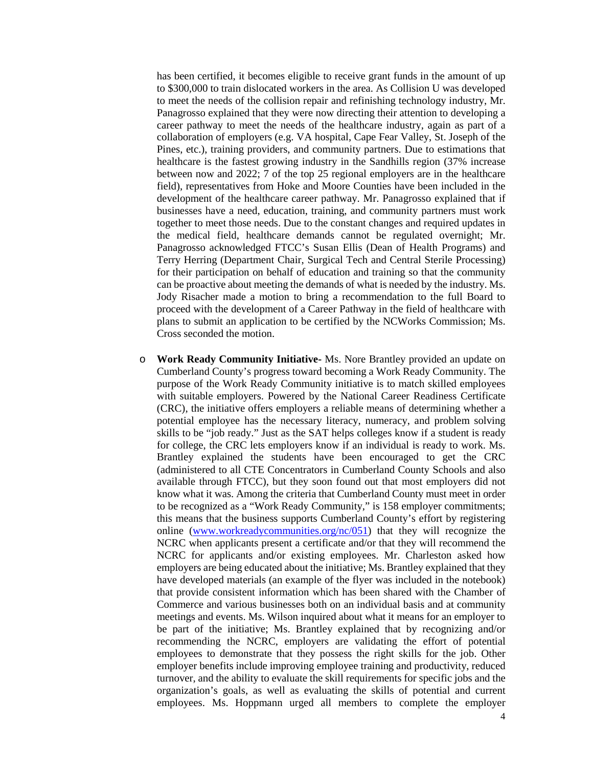has been certified, it becomes eligible to receive grant funds in the amount of up to $300,000 to train dislocated workers in the area. As Collision U was developed to meet the needs of the collision repair and refinishing technology industry, Mr. Panagrosso explained that they were now directing their attention to developing a career pathway to meet the needs of the healthcare industry, again as part of a collaboration of employers (e.g. VA hospital, Cape Fear Valley, St. Joseph of the Pines, etc.), training providers, and community partners. Due to estimations that healthcare is the fastest growing industry in the Sandhills region (37% increase between now and 2022; 7 of the top 25 regional employers are in the healthcare field), representatives from Hoke and Moore Counties have been included in the development of the healthcare career pathway. Mr. Panagrosso explained that if businesses have a need, education, training, and community partners must work together to meet those needs. Due to the constant changes and required updates in the medical field, healthcare demands cannot be regulated overnight; Mr. Panagrosso acknowledged FTCC's Susan Ellis (Dean of Health Programs) and Terry Herring (Department Chair, Surgical Tech and Central Sterile Processing) for their participation on behalf of education and training so that the community can be proactive about meeting the demands of what is needed by the industry. Ms. Jody Risacher made a motion to bring a recommendation to the full Board to proceed with the development of a Career Pathway in the field of healthcare with plans to submit an application to be certified by the NCWorks Commission; Ms. Cross seconded the motion.

- **Work Ready Community Initiative-** Ms. Nore Brantley provided an update on Cumberland County's progress toward becoming a Work Ready Community. The purpose of the Work Ready Community initiative is to match skilled employees with suitable employers. Powered by the National Career Readiness Certificate (CRC), the initiative offers employers a reliable means of determining whether a potential employee has the necessary literacy, numeracy, and problem solving skills to be "job ready." Just as the SAT helps colleges know if a student is ready for college, the CRC lets employers know if an individual is ready to work. Ms. Brantley explained the students have been encouraged to get the CRC (administered to all CTE Concentrators in Cumberland County Schools and also available through FTCC), but they soon found out that most employers did not know what it was. Among the criteria that Cumberland County must meet in order to be recognized as a "Work Ready Community," is 158 employer commitments; this means that the business supports Cumberland County's effort by registering online ([www.workreadycommunities.org/nc/051](www.workreadycommunities.org/nc/051)) that they will recognize the NCRC when applicants present a certificate and/or that they will recommend the NCRC for applicants and/or existing employees. Mr. Charleston asked how employers are being educated about the initiative; Ms. Brantley explained that they have developed materials (an example of the flyer was included in the notebook) that provide consistent information which has been shared with the Chamber of Commerce and various businesses both on an individual basis and at community meetings and events. Ms. Wilson inquired about what it means for an employer to be part of the initiative; Ms. Brantley explained that by recognizing and/or recommending the NCRC, employers are validating the effort of potential employees to demonstrate that they possess the right skills for the job. Other employer benefits include improving employee training and productivity, reduced turnover, and the ability to evaluate the skill requirements for specific jobs and the organization's goals, as well as evaluating the skills of potential and current employees. Ms. Hoppmann urged all members to complete the employer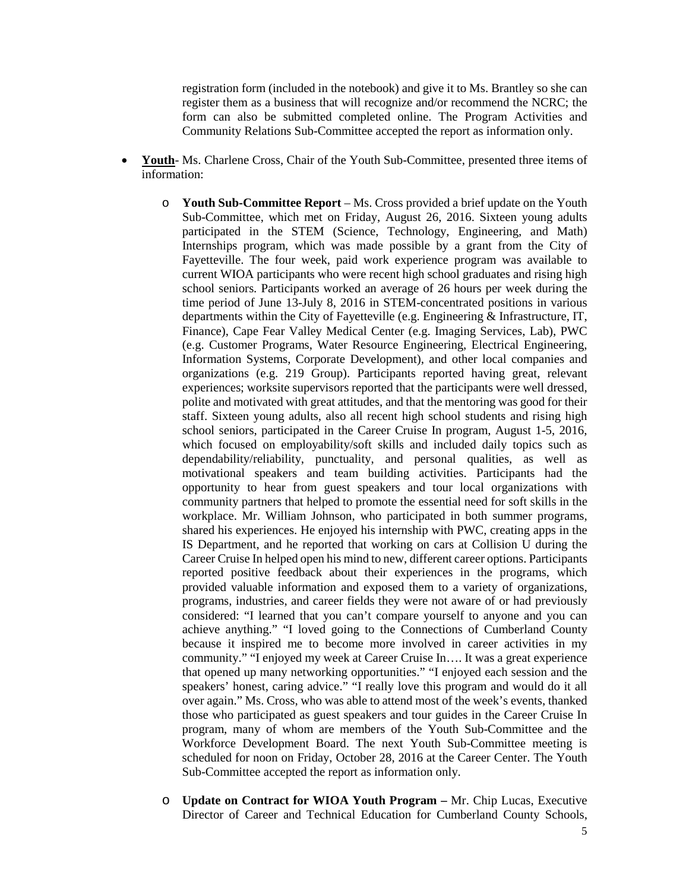registration form (included in the notebook) and give it to Ms. Brantley so she can register them as a business that will recognize and/or recommend the NCRC; the form can also be submitted completed online. The Program Activities and Community Relations Sub-Committee accepted the report as information only.

- **Youth**- Ms. Charlene Cross, Chair of the Youth Sub-Committee, presented three items of information:

  - **Youth Sub-Committee Report** – Ms. Cross provided a brief update on the Youth Sub-Committee, which met on Friday, August 26, 2016. Sixteen young adults participated in the STEM (Science, Technology, Engineering, and Math) Internships program, which was made possible by a grant from the City of Fayetteville. The four week, paid work experience program was available to current WIOA participants who were recent high school graduates and rising high school seniors. Participants worked an average of 26 hours per week during the time period of June 13-July 8, 2016 in STEM-concentrated positions in various departments within the City of Fayetteville (e.g. Engineering & Infrastructure, IT, Finance), Cape Fear Valley Medical Center (e.g. Imaging Services, Lab), PWC (e.g. Customer Programs, Water Resource Engineering, Electrical Engineering, Information Systems, Corporate Development), and other local companies and organizations (e.g. 219 Group). Participants reported having great, relevant experiences; worksite supervisors reported that the participants were well dressed, polite and motivated with great attitudes, and that the mentoring was good for their staff. Sixteen young adults, also all recent high school students and rising high school seniors, participated in the Career Cruise In program, August 1-5, 2016, which focused on employability/soft skills and included daily topics such as dependability/reliability, punctuality, and personal qualities, as well as motivational speakers and team building activities. Participants had the opportunity to hear from guest speakers and tour local organizations with community partners that helped to promote the essential need for soft skills in the workplace. Mr. William Johnson, who participated in both summer programs, shared his experiences. He enjoyed his internship with PWC, creating apps in the IS Department, and he reported that working on cars at Collision U during the Career Cruise In helped open his mind to new, different career options. Participants reported positive feedback about their experiences in the programs, which provided valuable information and exposed them to a variety of organizations, programs, industries, and career fields they were not aware of or had previously considered: "I learned that you can't compare yourself to anyone and you can achieve anything." "I loved going to the Connections of Cumberland County because it inspired me to become more involved in career activities in my community." "I enjoyed my week at Career Cruise In…. It was a great experience that opened up many networking opportunities." "I enjoyed each session and the speakers' honest, caring advice." "I really love this program and would do it all over again." Ms. Cross, who was able to attend most of the week's events, thanked those who participated as guest speakers and tour guides in the Career Cruise In program, many of whom are members of the Youth Sub-Committee and the Workforce Development Board. The next Youth Sub-Committee meeting is scheduled for noon on Friday, October 28, 2016 at the Career Center. The Youth Sub-Committee accepted the report as information only.

  - **Update on Contract for WIOA Youth Program –** Mr. Chip Lucas, Executive Director of Career and Technical Education for Cumberland County Schools,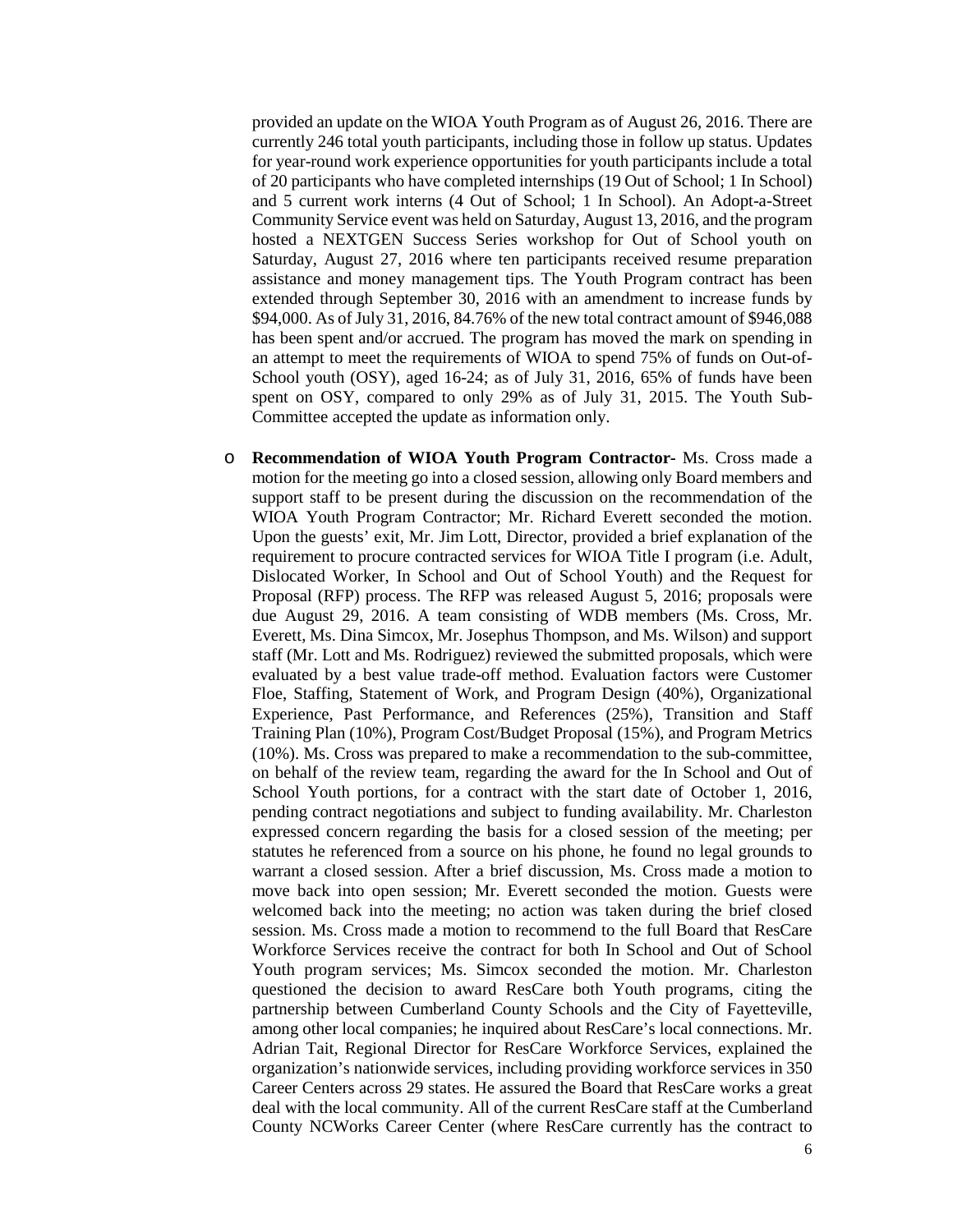provided an update on the WIOA Youth Program as of August 26, 2016. There are currently 246 total youth participants, including those in follow up status. Updates for year-round work experience opportunities for youth participants include a total of 20 participants who have completed internships (19 Out of School; 1 In School) and 5 current work interns (4 Out of School; 1 In School). An Adopt-a-Street Community Service event was held on Saturday, August 13, 2016, and the program hosted a NEXTGEN Success Series workshop for Out of School youth on Saturday, August 27, 2016 where ten participants received resume preparation assistance and money management tips. The Youth Program contract has been extended through September 30, 2016 with an amendment to increase funds by $94,000. As of July 31, 2016, 84.76% of the new total contract amount of $946,088 has been spent and/or accrued. The program has moved the mark on spending in an attempt to meet the requirements of WIOA to spend 75% of funds on Out-of-School youth (OSY), aged 16-24; as of July 31, 2016, 65% of funds have been spent on OSY, compared to only 29% as of July 31, 2015. The Youth Sub-Committee accepted the update as information only.

- **Recommendation of WIOA Youth Program Contractor-** Ms. Cross made a motion for the meeting go into a closed session, allowing only Board members and support staff to be present during the discussion on the recommendation of the WIOA Youth Program Contractor; Mr. Richard Everett seconded the motion. Upon the guests' exit, Mr. Jim Lott, Director, provided a brief explanation of the requirement to procure contracted services for WIOA Title I program (i.e. Adult, Dislocated Worker, In School and Out of School Youth) and the Request for Proposal (RFP) process. The RFP was released August 5, 2016; proposals were due August 29, 2016. A team consisting of WDB members (Ms. Cross, Mr. Everett, Ms. Dina Simcox, Mr. Josephus Thompson, and Ms. Wilson) and support staff (Mr. Lott and Ms. Rodriguez) reviewed the submitted proposals, which were evaluated by a best value trade-off method. Evaluation factors were Customer Floe, Staffing, Statement of Work, and Program Design (40%), Organizational Experience, Past Performance, and References (25%), Transition and Staff Training Plan (10%), Program Cost/Budget Proposal (15%), and Program Metrics (10%). Ms. Cross was prepared to make a recommendation to the sub-committee, on behalf of the review team, regarding the award for the In School and Out of School Youth portions, for a contract with the start date of October 1, 2016, pending contract negotiations and subject to funding availability. Mr. Charleston expressed concern regarding the basis for a closed session of the meeting; per statutes he referenced from a source on his phone, he found no legal grounds to warrant a closed session. After a brief discussion, Ms. Cross made a motion to move back into open session; Mr. Everett seconded the motion. Guests were welcomed back into the meeting; no action was taken during the brief closed session. Ms. Cross made a motion to recommend to the full Board that ResCare Workforce Services receive the contract for both In School and Out of School Youth program services; Ms. Simcox seconded the motion. Mr. Charleston questioned the decision to award ResCare both Youth programs, citing the partnership between Cumberland County Schools and the City of Fayetteville, among other local companies; he inquired about ResCare's local connections. Mr. Adrian Tait, Regional Director for ResCare Workforce Services, explained the organization's nationwide services, including providing workforce services in 350 Career Centers across 29 states. He assured the Board that ResCare works a great deal with the local community. All of the current ResCare staff at the Cumberland County NCWorks Career Center (where ResCare currently has the contract to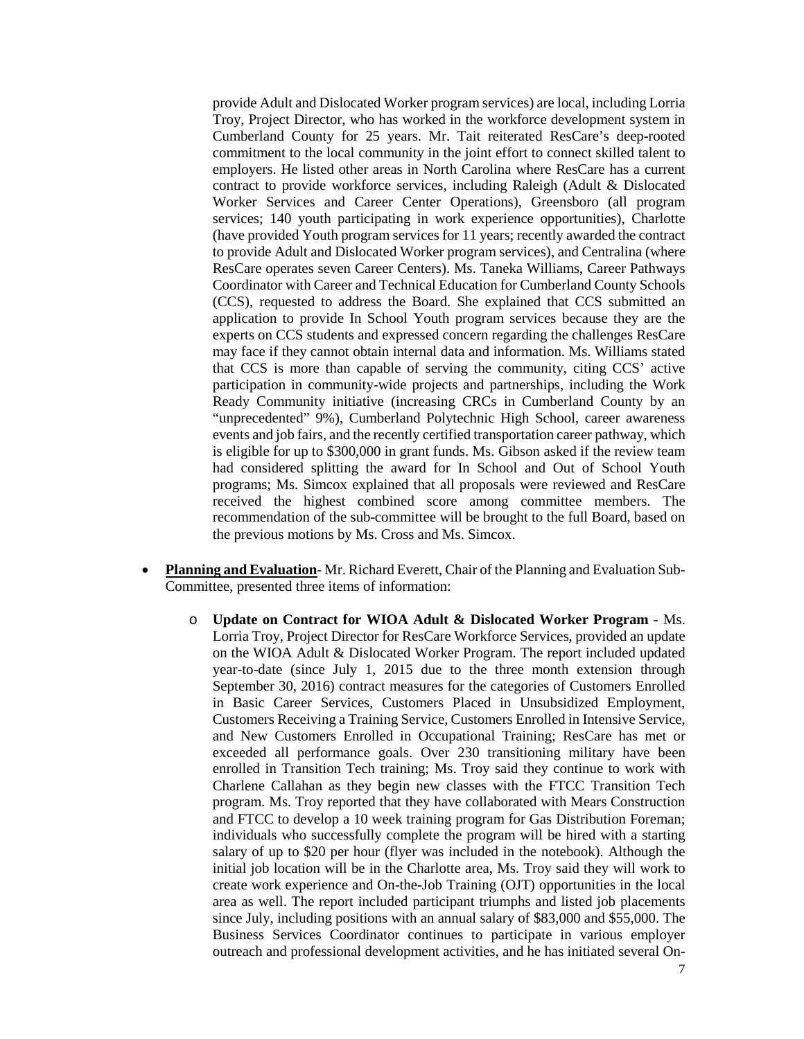provide Adult and Dislocated Worker program services) are local, including Lorria Troy, Project Director, who has worked in the workforce development system in Cumberland County for 25 years. Mr. Tait reiterated ResCare's deep-rooted commitment to the local community in the joint effort to connect skilled talent to employers. He listed other areas in North Carolina where ResCare has a current contract to provide workforce services, including Raleigh (Adult & Dislocated Worker Services and Career Center Operations), Greensboro (all program services; 140 youth participating in work experience opportunities), Charlotte (have provided Youth program services for 11 years; recently awarded the contract to provide Adult and Dislocated Worker program services), and Centralina (where ResCare operates seven Career Centers). Ms. Taneka Williams, Career Pathways Coordinator with Career and Technical Education for Cumberland County Schools (CCS), requested to address the Board. She explained that CCS submitted an application to provide In School Youth program services because they are the experts on CCS students and expressed concern regarding the challenges ResCare may face if they cannot obtain internal data and information. Ms. Williams stated that CCS is more than capable of serving the community, citing CCS' active participation in community-wide projects and partnerships, including the Work Ready Community initiative (increasing CRCs in Cumberland County by an "unprecedented" 9%), Cumberland Polytechnic High School, career awareness events and job fairs, and the recently certified transportation career pathway, which is eligible for up to $300,000 in grant funds. Ms. Gibson asked if the review team had considered splitting the award for In School and Out of School Youth programs; Ms. Simcox explained that all proposals were reviewed and ResCare received the highest combined score among committee members. The recommendation of the sub-committee will be brought to the full Board, based on the previous motions by Ms. Cross and Ms. Simcox.

- **Planning and Evaluation**- Mr. Richard Everett, Chair of the Planning and Evaluation Sub-Committee, presented three items of information:

  - **Update on Contract for WIOA Adult & Dislocated Worker Program -** Ms. Lorria Troy, Project Director for ResCare Workforce Services, provided an update on the WIOA Adult & Dislocated Worker Program. The report included updated year-to-date (since July 1, 2015 due to the three month extension through September 30, 2016) contract measures for the categories of Customers Enrolled in Basic Career Services, Customers Placed in Unsubsidized Employment, Customers Receiving a Training Service, Customers Enrolled in Intensive Service, and New Customers Enrolled in Occupational Training; ResCare has met or exceeded all performance goals. Over 230 transitioning military have been enrolled in Transition Tech training; Ms. Troy said they continue to work with Charlene Callahan as they begin new classes with the FTCC Transition Tech program. Ms. Troy reported that they have collaborated with Mears Construction and FTCC to develop a 10 week training program for Gas Distribution Foreman; individuals who successfully complete the program will be hired with a starting salary of up to $20 per hour (flyer was included in the notebook). Although the initial job location will be in the Charlotte area, Ms. Troy said they will work to create work experience and On-the-Job Training (OJT) opportunities in the local area as well. The report included participant triumphs and listed job placements since July, including positions with an annual salary of $83,000 and $55,000. The Business Services Coordinator continues to participate in various employer outreach and professional development activities, and he has initiated several On-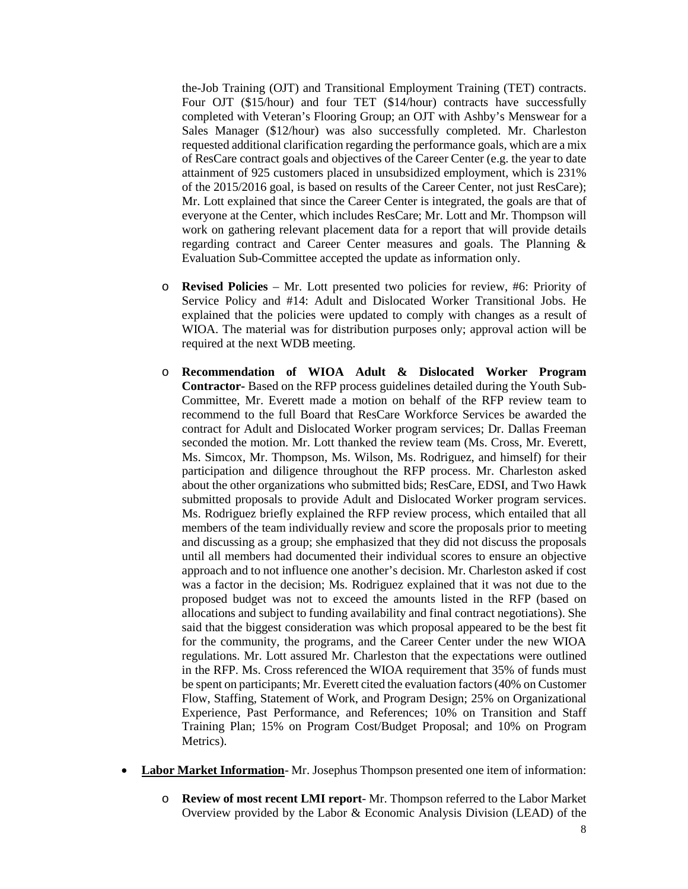the-Job Training (OJT) and Transitional Employment Training (TET) contracts. Four OJT ($15/hour) and four TET ($14/hour) contracts have successfully completed with Veteran's Flooring Group; an OJT with Ashby's Menswear for a Sales Manager ($12/hour) was also successfully completed. Mr. Charleston requested additional clarification regarding the performance goals, which are a mix of ResCare contract goals and objectives of the Career Center (e.g. the year to date attainment of 925 customers placed in unsubsidized employment, which is 231% of the 2015/2016 goal, is based on results of the Career Center, not just ResCare); Mr. Lott explained that since the Career Center is integrated, the goals are that of everyone at the Center, which includes ResCare; Mr. Lott and Mr. Thompson will work on gathering relevant placement data for a report that will provide details regarding contract and Career Center measures and goals. The Planning & Evaluation Sub-Committee accepted the update as information only.

  - **Revised Policies** – Mr. Lott presented two policies for review, #6: Priority of Service Policy and #14: Adult and Dislocated Worker Transitional Jobs. He explained that the policies were updated to comply with changes as a result of WIOA. The material was for distribution purposes only; approval action will be required at the next WDB meeting.

  - **Recommendation of WIOA Adult & Dislocated Worker Program Contractor-** Based on the RFP process guidelines detailed during the Youth Sub-Committee, Mr. Everett made a motion on behalf of the RFP review team to recommend to the full Board that ResCare Workforce Services be awarded the contract for Adult and Dislocated Worker program services; Dr. Dallas Freeman seconded the motion. Mr. Lott thanked the review team (Ms. Cross, Mr. Everett, Ms. Simcox, Mr. Thompson, Ms. Wilson, Ms. Rodriguez, and himself) for their participation and diligence throughout the RFP process. Mr. Charleston asked about the other organizations who submitted bids; ResCare, EDSI, and Two Hawk submitted proposals to provide Adult and Dislocated Worker program services. Ms. Rodriguez briefly explained the RFP review process, which entailed that all members of the team individually review and score the proposals prior to meeting and discussing as a group; she emphasized that they did not discuss the proposals until all members had documented their individual scores to ensure an objective approach and to not influence one another's decision. Mr. Charleston asked if cost was a factor in the decision; Ms. Rodriguez explained that it was not due to the proposed budget was not to exceed the amounts listed in the RFP (based on allocations and subject to funding availability and final contract negotiations). She said that the biggest consideration was which proposal appeared to be the best fit for the community, the programs, and the Career Center under the new WIOA regulations. Mr. Lott assured Mr. Charleston that the expectations were outlined in the RFP. Ms. Cross referenced the WIOA requirement that 35% of funds must be spent on participants; Mr. Everett cited the evaluation factors (40% on Customer Flow, Staffing, Statement of Work, and Program Design; 25% on Organizational Experience, Past Performance, and References; 10% on Transition and Staff Training Plan; 15% on Program Cost/Budget Proposal; and 10% on Program Metrics).

- **<u>Labor Market Information</u>**- Mr. Josephus Thompson presented one item of information:

  - **Review of most recent LMI report**- Mr. Thompson referred to the Labor Market Overview provided by the Labor & Economic Analysis Division (LEAD) of the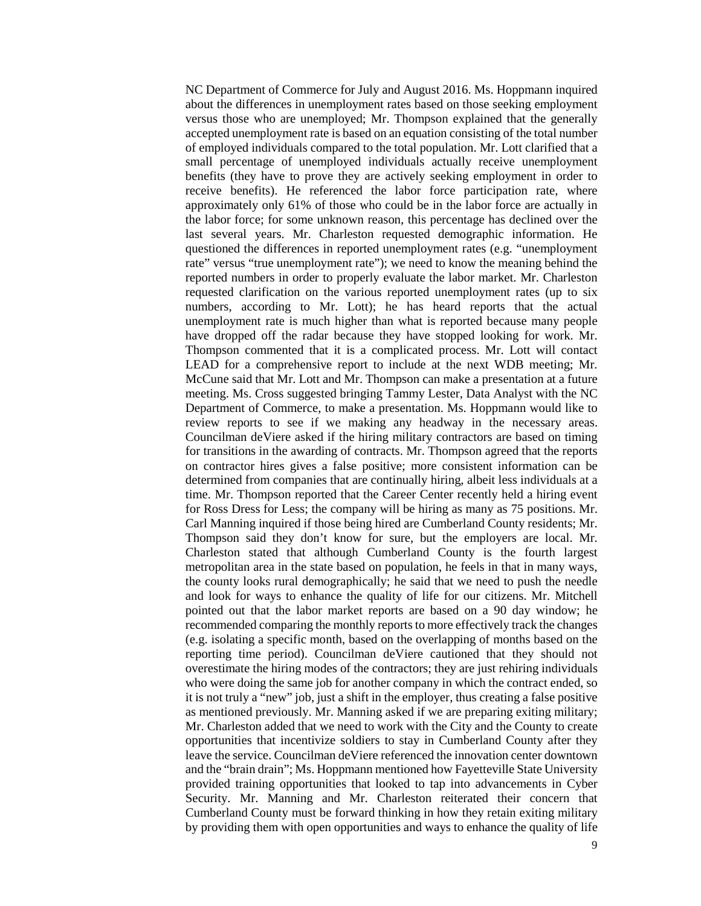NC Department of Commerce for July and August 2016. Ms. Hoppmann inquired about the differences in unemployment rates based on those seeking employment versus those who are unemployed; Mr. Thompson explained that the generally accepted unemployment rate is based on an equation consisting of the total number of employed individuals compared to the total population. Mr. Lott clarified that a small percentage of unemployed individuals actually receive unemployment benefits (they have to prove they are actively seeking employment in order to receive benefits). He referenced the labor force participation rate, where approximately only 61% of those who could be in the labor force are actually in the labor force; for some unknown reason, this percentage has declined over the last several years. Mr. Charleston requested demographic information. He questioned the differences in reported unemployment rates (e.g. "unemployment rate" versus "true unemployment rate"); we need to know the meaning behind the reported numbers in order to properly evaluate the labor market. Mr. Charleston requested clarification on the various reported unemployment rates (up to six numbers, according to Mr. Lott); he has heard reports that the actual unemployment rate is much higher than what is reported because many people have dropped off the radar because they have stopped looking for work. Mr. Thompson commented that it is a complicated process. Mr. Lott will contact LEAD for a comprehensive report to include at the next WDB meeting; Mr. McCune said that Mr. Lott and Mr. Thompson can make a presentation at a future meeting. Ms. Cross suggested bringing Tammy Lester, Data Analyst with the NC Department of Commerce, to make a presentation. Ms. Hoppmann would like to review reports to see if we making any headway in the necessary areas. Councilman deViere asked if the hiring military contractors are based on timing for transitions in the awarding of contracts. Mr. Thompson agreed that the reports on contractor hires gives a false positive; more consistent information can be determined from companies that are continually hiring, albeit less individuals at a time. Mr. Thompson reported that the Career Center recently held a hiring event for Ross Dress for Less; the company will be hiring as many as 75 positions. Mr. Carl Manning inquired if those being hired are Cumberland County residents; Mr. Thompson said they don't know for sure, but the employers are local. Mr. Charleston stated that although Cumberland County is the fourth largest metropolitan area in the state based on population, he feels in that in many ways, the county looks rural demographically; he said that we need to push the needle and look for ways to enhance the quality of life for our citizens. Mr. Mitchell pointed out that the labor market reports are based on a 90 day window; he recommended comparing the monthly reports to more effectively track the changes (e.g. isolating a specific month, based on the overlapping of months based on the reporting time period). Councilman deViere cautioned that they should not overestimate the hiring modes of the contractors; they are just rehiring individuals who were doing the same job for another company in which the contract ended, so it is not truly a "new" job, just a shift in the employer, thus creating a false positive as mentioned previously. Mr. Manning asked if we are preparing exiting military; Mr. Charleston added that we need to work with the City and the County to create opportunities that incentivize soldiers to stay in Cumberland County after they leave the service. Councilman deViere referenced the innovation center downtown and the "brain drain"; Ms. Hoppmann mentioned how Fayetteville State University provided training opportunities that looked to tap into advancements in Cyber Security. Mr. Manning and Mr. Charleston reiterated their concern that Cumberland County must be forward thinking in how they retain exiting military by providing them with open opportunities and ways to enhance the quality of life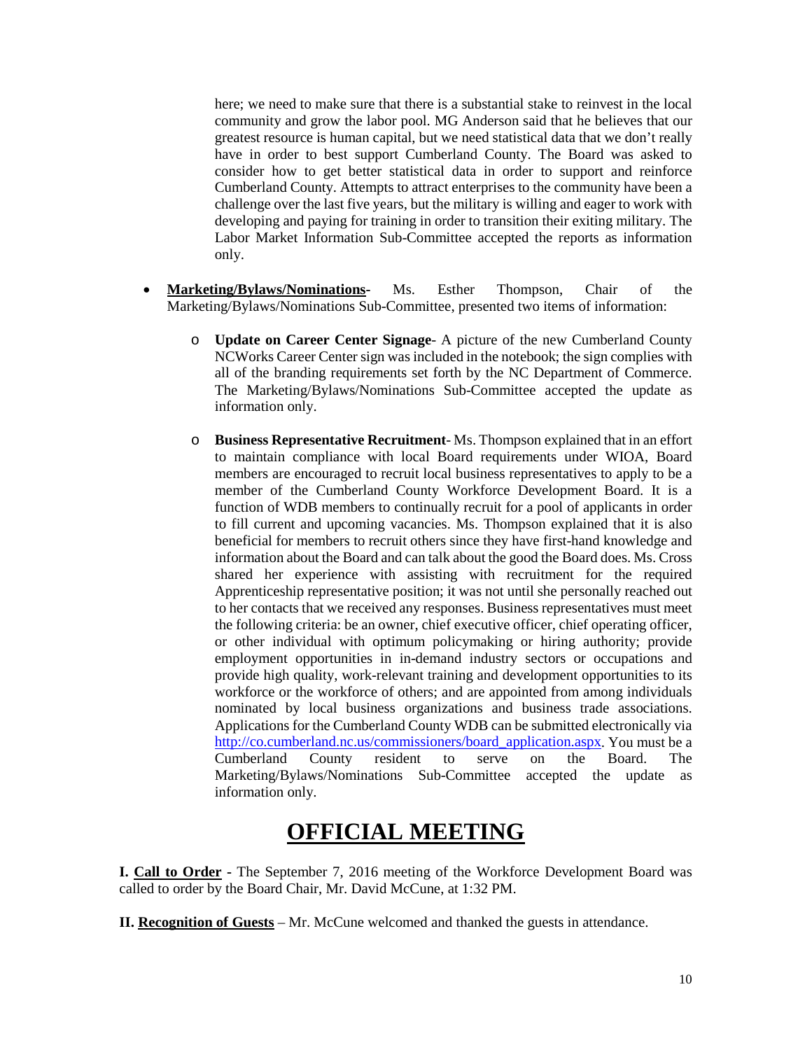here; we need to make sure that there is a substantial stake to reinvest in the local community and grow the labor pool. MG Anderson said that he believes that our greatest resource is human capital, but we need statistical data that we don't really have in order to best support Cumberland County. The Board was asked to consider how to get better statistical data in order to support and reinforce Cumberland County. Attempts to attract enterprises to the community have been a challenge over the last five years, but the military is willing and eager to work with developing and paying for training in order to transition their exiting military. The Labor Market Information Sub-Committee accepted the reports as information only.

- **Marketing/Bylaws/Nominations**- Ms. Esther Thompson, Chair of the Marketing/Bylaws/Nominations Sub-Committee, presented two items of information:
  - **Update on Career Center Signage**- A picture of the new Cumberland County NCWorks Career Center sign was included in the notebook; the sign complies with all of the branding requirements set forth by the NC Department of Commerce. The Marketing/Bylaws/Nominations Sub-Committee accepted the update as information only.
  - **Business Representative Recruitment**- Ms. Thompson explained that in an effort to maintain compliance with local Board requirements under WIOA, Board members are encouraged to recruit local business representatives to apply to be a member of the Cumberland County Workforce Development Board. It is a function of WDB members to continually recruit for a pool of applicants in order to fill current and upcoming vacancies. Ms. Thompson explained that it is also beneficial for members to recruit others since they have first-hand knowledge and information about the Board and can talk about the good the Board does. Ms. Cross shared her experience with assisting with recruitment for the required Apprenticeship representative position; it was not until she personally reached out to her contacts that we received any responses. Business representatives must meet the following criteria: be an owner, chief executive officer, chief operating officer, or other individual with optimum policymaking or hiring authority; provide employment opportunities in in-demand industry sectors or occupations and provide high quality, work-relevant training and development opportunities to its workforce or the workforce of others; and are appointed from among individuals nominated by local business organizations and business trade associations. Applications for the Cumberland County WDB can be submitted electronically via http://co.cumberland.nc.us/commissioners/board_application.aspx. You must be a Cumberland County resident to serve on the Board. The Marketing/Bylaws/Nominations Sub-Committee accepted the update as information only.

# OFFICIAL MEETING

**I. Call to Order -** The September 7, 2016 meeting of the Workforce Development Board was called to order by the Board Chair, Mr. David McCune, at 1:32 PM.

**II. Recognition of Guests** – Mr. McCune welcomed and thanked the guests in attendance.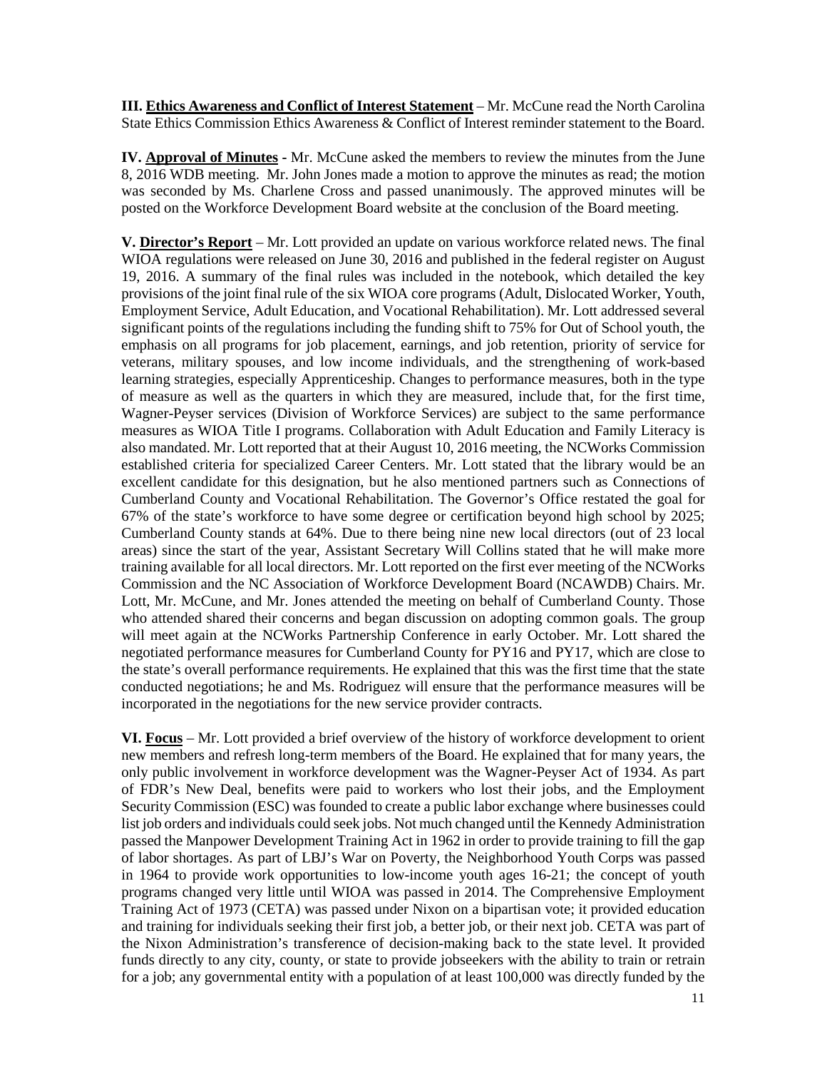**III. <u>Ethics Awareness and Conflict of Interest Statement</u>** – Mr. McCune read the North Carolina State Ethics Commission Ethics Awareness & Conflict of Interest reminder statement to the Board.

**IV. <u>Approval of Minutes</u>** - Mr. McCune asked the members to review the minutes from the June 8, 2016 WDB meeting. Mr. John Jones made a motion to approve the minutes as read; the motion was seconded by Ms. Charlene Cross and passed unanimously. The approved minutes will be posted on the Workforce Development Board website at the conclusion of the Board meeting.

**V. <u>Director's Report</u>** – Mr. Lott provided an update on various workforce related news. The final WIOA regulations were released on June 30, 2016 and published in the federal register on August 19, 2016. A summary of the final rules was included in the notebook, which detailed the key provisions of the joint final rule of the six WIOA core programs (Adult, Dislocated Worker, Youth, Employment Service, Adult Education, and Vocational Rehabilitation). Mr. Lott addressed several significant points of the regulations including the funding shift to 75% for Out of School youth, the emphasis on all programs for job placement, earnings, and job retention, priority of service for veterans, military spouses, and low income individuals, and the strengthening of work-based learning strategies, especially Apprenticeship. Changes to performance measures, both in the type of measure as well as the quarters in which they are measured, include that, for the first time, Wagner-Peyser services (Division of Workforce Services) are subject to the same performance measures as WIOA Title I programs. Collaboration with Adult Education and Family Literacy is also mandated. Mr. Lott reported that at their August 10, 2016 meeting, the NCWorks Commission established criteria for specialized Career Centers. Mr. Lott stated that the library would be an excellent candidate for this designation, but he also mentioned partners such as Connections of Cumberland County and Vocational Rehabilitation. The Governor's Office restated the goal for 67% of the state's workforce to have some degree or certification beyond high school by 2025; Cumberland County stands at 64%. Due to there being nine new local directors (out of 23 local areas) since the start of the year, Assistant Secretary Will Collins stated that he will make more training available for all local directors. Mr. Lott reported on the first ever meeting of the NCWorks Commission and the NC Association of Workforce Development Board (NCAWDB) Chairs. Mr. Lott, Mr. McCune, and Mr. Jones attended the meeting on behalf of Cumberland County. Those who attended shared their concerns and began discussion on adopting common goals. The group will meet again at the NCWorks Partnership Conference in early October. Mr. Lott shared the negotiated performance measures for Cumberland County for PY16 and PY17, which are close to the state's overall performance requirements. He explained that this was the first time that the state conducted negotiations; he and Ms. Rodriguez will ensure that the performance measures will be incorporated in the negotiations for the new service provider contracts.

**VI. <u>Focus</u>** – Mr. Lott provided a brief overview of the history of workforce development to orient new members and refresh long-term members of the Board. He explained that for many years, the only public involvement in workforce development was the Wagner-Peyser Act of 1934. As part of FDR's New Deal, benefits were paid to workers who lost their jobs, and the Employment Security Commission (ESC) was founded to create a public labor exchange where businesses could list job orders and individuals could seek jobs. Not much changed until the Kennedy Administration passed the Manpower Development Training Act in 1962 in order to provide training to fill the gap of labor shortages. As part of LBJ's War on Poverty, the Neighborhood Youth Corps was passed in 1964 to provide work opportunities to low-income youth ages 16-21; the concept of youth programs changed very little until WIOA was passed in 2014. The Comprehensive Employment Training Act of 1973 (CETA) was passed under Nixon on a bipartisan vote; it provided education and training for individuals seeking their first job, a better job, or their next job. CETA was part of the Nixon Administration's transference of decision-making back to the state level. It provided funds directly to any city, county, or state to provide jobseekers with the ability to train or retrain for a job; any governmental entity with a population of at least 100,000 was directly funded by the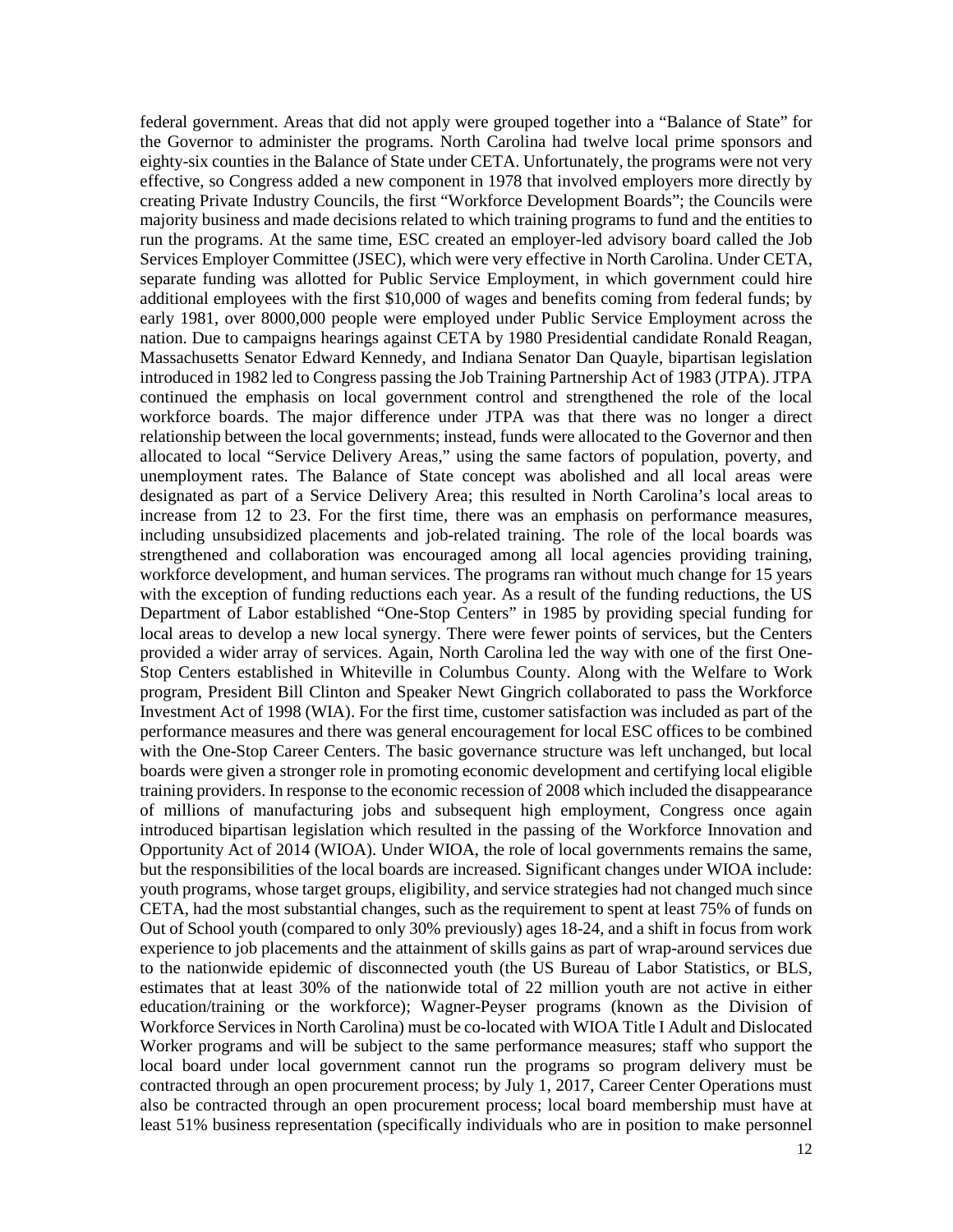federal government. Areas that did not apply were grouped together into a "Balance of State" for the Governor to administer the programs. North Carolina had twelve local prime sponsors and eighty-six counties in the Balance of State under CETA. Unfortunately, the programs were not very effective, so Congress added a new component in 1978 that involved employers more directly by creating Private Industry Councils, the first "Workforce Development Boards"; the Councils were majority business and made decisions related to which training programs to fund and the entities to run the programs. At the same time, ESC created an employer-led advisory board called the Job Services Employer Committee (JSEC), which were very effective in North Carolina. Under CETA, separate funding was allotted for Public Service Employment, in which government could hire additional employees with the first $10,000 of wages and benefits coming from federal funds; by early 1981, over 8000,000 people were employed under Public Service Employment across the nation. Due to campaigns hearings against CETA by 1980 Presidential candidate Ronald Reagan, Massachusetts Senator Edward Kennedy, and Indiana Senator Dan Quayle, bipartisan legislation introduced in 1982 led to Congress passing the Job Training Partnership Act of 1983 (JTPA). JTPA continued the emphasis on local government control and strengthened the role of the local workforce boards. The major difference under JTPA was that there was no longer a direct relationship between the local governments; instead, funds were allocated to the Governor and then allocated to local "Service Delivery Areas," using the same factors of population, poverty, and unemployment rates. The Balance of State concept was abolished and all local areas were designated as part of a Service Delivery Area; this resulted in North Carolina's local areas to increase from 12 to 23. For the first time, there was an emphasis on performance measures, including unsubsidized placements and job-related training. The role of the local boards was strengthened and collaboration was encouraged among all local agencies providing training, workforce development, and human services. The programs ran without much change for 15 years with the exception of funding reductions each year. As a result of the funding reductions, the US Department of Labor established "One-Stop Centers" in 1985 by providing special funding for local areas to develop a new local synergy. There were fewer points of services, but the Centers provided a wider array of services. Again, North Carolina led the way with one of the first One-Stop Centers established in Whiteville in Columbus County. Along with the Welfare to Work program, President Bill Clinton and Speaker Newt Gingrich collaborated to pass the Workforce Investment Act of 1998 (WIA). For the first time, customer satisfaction was included as part of the performance measures and there was general encouragement for local ESC offices to be combined with the One-Stop Career Centers. The basic governance structure was left unchanged, but local boards were given a stronger role in promoting economic development and certifying local eligible training providers. In response to the economic recession of 2008 which included the disappearance of millions of manufacturing jobs and subsequent high employment, Congress once again introduced bipartisan legislation which resulted in the passing of the Workforce Innovation and Opportunity Act of 2014 (WIOA). Under WIOA, the role of local governments remains the same, but the responsibilities of the local boards are increased. Significant changes under WIOA include: youth programs, whose target groups, eligibility, and service strategies had not changed much since CETA, had the most substantial changes, such as the requirement to spent at least 75% of funds on Out of School youth (compared to only 30% previously) ages 18-24, and a shift in focus from work experience to job placements and the attainment of skills gains as part of wrap-around services due to the nationwide epidemic of disconnected youth (the US Bureau of Labor Statistics, or BLS, estimates that at least 30% of the nationwide total of 22 million youth are not active in either education/training or the workforce); Wagner-Peyser programs (known as the Division of Workforce Services in North Carolina) must be co-located with WIOA Title I Adult and Dislocated Worker programs and will be subject to the same performance measures; staff who support the local board under local government cannot run the programs so program delivery must be contracted through an open procurement process; by July 1, 2017, Career Center Operations must also be contracted through an open procurement process; local board membership must have at least 51% business representation (specifically individuals who are in position to make personnel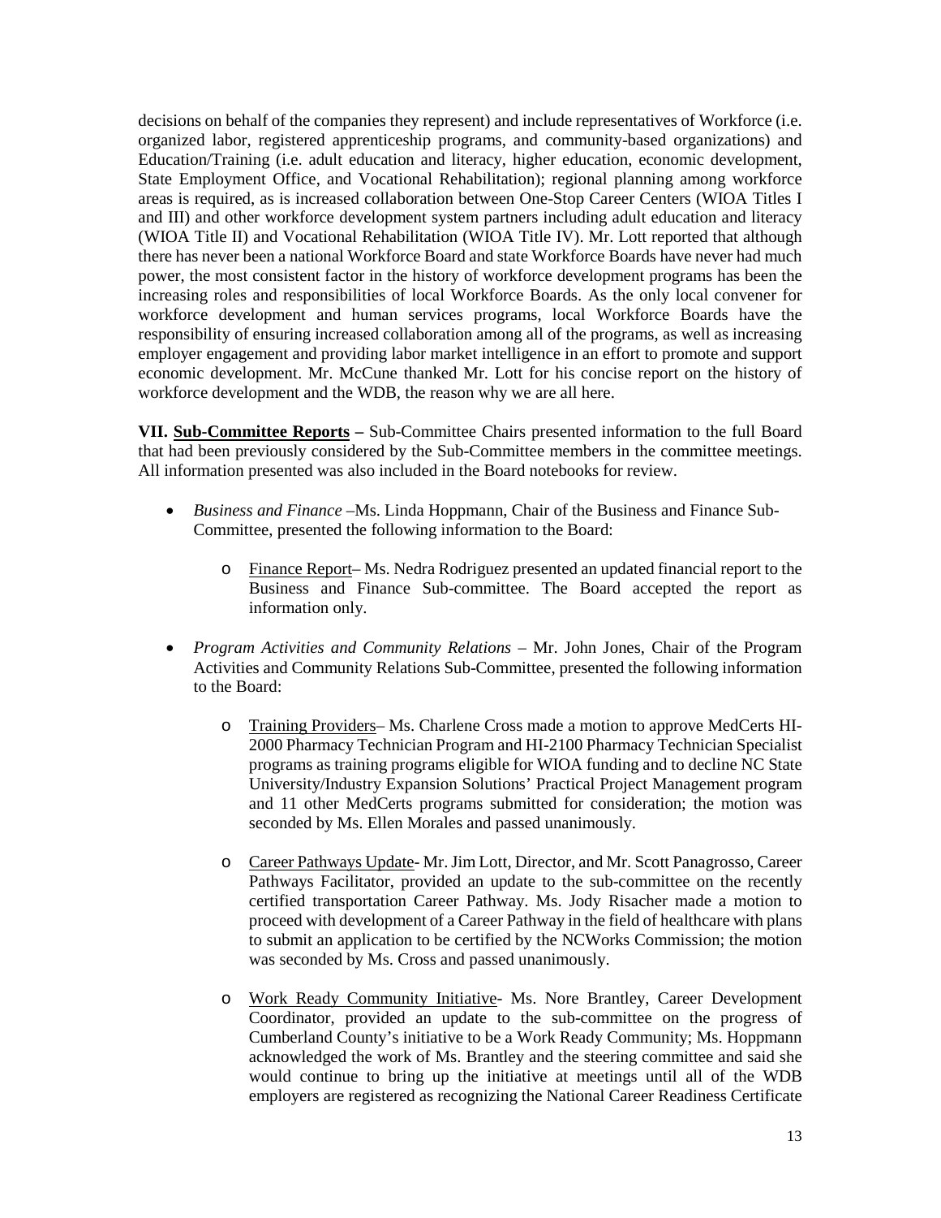decisions on behalf of the companies they represent) and include representatives of Workforce (i.e. organized labor, registered apprenticeship programs, and community-based organizations) and Education/Training (i.e. adult education and literacy, higher education, economic development, State Employment Office, and Vocational Rehabilitation); regional planning among workforce areas is required, as is increased collaboration between One-Stop Career Centers (WIOA Titles I and III) and other workforce development system partners including adult education and literacy (WIOA Title II) and Vocational Rehabilitation (WIOA Title IV). Mr. Lott reported that although there has never been a national Workforce Board and state Workforce Boards have never had much power, the most consistent factor in the history of workforce development programs has been the increasing roles and responsibilities of local Workforce Boards. As the only local convener for workforce development and human services programs, local Workforce Boards have the responsibility of ensuring increased collaboration among all of the programs, as well as increasing employer engagement and providing labor market intelligence in an effort to promote and support economic development. Mr. McCune thanked Mr. Lott for his concise report on the history of workforce development and the WDB, the reason why we are all here.

**VII. <u>Sub-Committee Reports</u> –** Sub-Committee Chairs presented information to the full Board that had been previously considered by the Sub-Committee members in the committee meetings. All information presented was also included in the Board notebooks for review.

- *Business and Finance* –Ms. Linda Hoppmann, Chair of the Business and Finance Sub-Committee, presented the following information to the Board:
  - <u>Finance Report</u>– Ms. Nedra Rodriguez presented an updated financial report to the Business and Finance Sub-committee. The Board accepted the report as information only.
- *Program Activities and Community Relations* – Mr. John Jones, Chair of the Program Activities and Community Relations Sub-Committee, presented the following information to the Board:
  - <u>Training Providers</u>– Ms. Charlene Cross made a motion to approve MedCerts HI-2000 Pharmacy Technician Program and HI-2100 Pharmacy Technician Specialist programs as training programs eligible for WIOA funding and to decline NC State University/Industry Expansion Solutions' Practical Project Management program and 11 other MedCerts programs submitted for consideration; the motion was seconded by Ms. Ellen Morales and passed unanimously.
  - <u>Career Pathways Update</u>- Mr. Jim Lott, Director, and Mr. Scott Panagrosso, Career Pathways Facilitator, provided an update to the sub-committee on the recently certified transportation Career Pathway. Ms. Jody Risacher made a motion to proceed with development of a Career Pathway in the field of healthcare with plans to submit an application to be certified by the NCWorks Commission; the motion was seconded by Ms. Cross and passed unanimously.
  - <u>Work Ready Community Initiative</u>- Ms. Nore Brantley, Career Development Coordinator, provided an update to the sub-committee on the progress of Cumberland County's initiative to be a Work Ready Community; Ms. Hoppmann acknowledged the work of Ms. Brantley and the steering committee and said she would continue to bring up the initiative at meetings until all of the WDB employers are registered as recognizing the National Career Readiness Certificate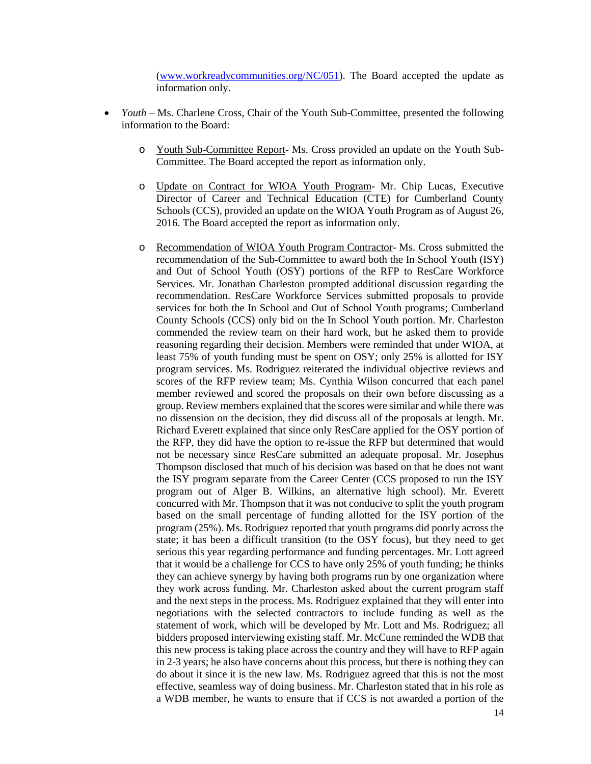(www.workreadycommunities.org/NC/051). The Board accepted the update as information only.

- *Youth* – Ms. Charlene Cross, Chair of the Youth Sub-Committee, presented the following information to the Board:

    - Youth Sub-Committee Report- Ms. Cross provided an update on the Youth Sub-Committee. The Board accepted the report as information only.

    - Update on Contract for WIOA Youth Program- Mr. Chip Lucas, Executive Director of Career and Technical Education (CTE) for Cumberland County Schools (CCS), provided an update on the WIOA Youth Program as of August 26, 2016. The Board accepted the report as information only.

    - Recommendation of WIOA Youth Program Contractor- Ms. Cross submitted the recommendation of the Sub-Committee to award both the In School Youth (ISY) and Out of School Youth (OSY) portions of the RFP to ResCare Workforce Services. Mr. Jonathan Charleston prompted additional discussion regarding the recommendation. ResCare Workforce Services submitted proposals to provide services for both the In School and Out of School Youth programs; Cumberland County Schools (CCS) only bid on the In School Youth portion. Mr. Charleston commended the review team on their hard work, but he asked them to provide reasoning regarding their decision. Members were reminded that under WIOA, at least 75% of youth funding must be spent on OSY; only 25% is allotted for ISY program services. Ms. Rodriguez reiterated the individual objective reviews and scores of the RFP review team; Ms. Cynthia Wilson concurred that each panel member reviewed and scored the proposals on their own before discussing as a group. Review members explained that the scores were similar and while there was no dissension on the decision, they did discuss all of the proposals at length. Mr. Richard Everett explained that since only ResCare applied for the OSY portion of the RFP, they did have the option to re-issue the RFP but determined that would not be necessary since ResCare submitted an adequate proposal. Mr. Josephus Thompson disclosed that much of his decision was based on that he does not want the ISY program separate from the Career Center (CCS proposed to run the ISY program out of Alger B. Wilkins, an alternative high school). Mr. Everett concurred with Mr. Thompson that it was not conducive to split the youth program based on the small percentage of funding allotted for the ISY portion of the program (25%). Ms. Rodriguez reported that youth programs did poorly across the state; it has been a difficult transition (to the OSY focus), but they need to get serious this year regarding performance and funding percentages. Mr. Lott agreed that it would be a challenge for CCS to have only 25% of youth funding; he thinks they can achieve synergy by having both programs run by one organization where they work across funding. Mr. Charleston asked about the current program staff and the next steps in the process. Ms. Rodriguez explained that they will enter into negotiations with the selected contractors to include funding as well as the statement of work, which will be developed by Mr. Lott and Ms. Rodriguez; all bidders proposed interviewing existing staff. Mr. McCune reminded the WDB that this new process is taking place across the country and they will have to RFP again in 2-3 years; he also have concerns about this process, but there is nothing they can do about it since it is the new law. Ms. Rodriguez agreed that this is not the most effective, seamless way of doing business. Mr. Charleston stated that in his role as a WDB member, he wants to ensure that if CCS is not awarded a portion of the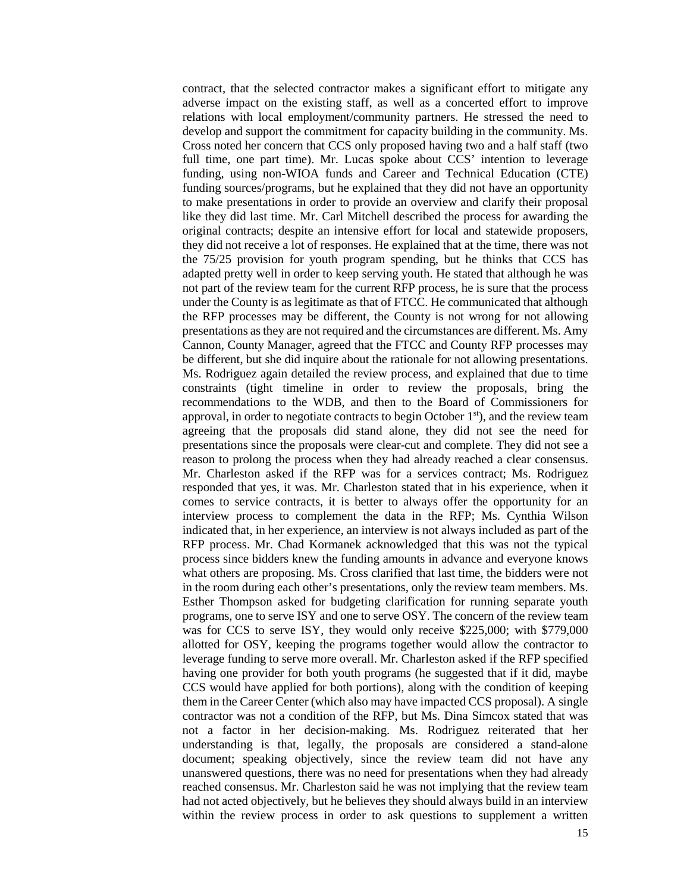contract, that the selected contractor makes a significant effort to mitigate any adverse impact on the existing staff, as well as a concerted effort to improve relations with local employment/community partners. He stressed the need to develop and support the commitment for capacity building in the community. Ms. Cross noted her concern that CCS only proposed having two and a half staff (two full time, one part time). Mr. Lucas spoke about CCS' intention to leverage funding, using non-WIOA funds and Career and Technical Education (CTE) funding sources/programs, but he explained that they did not have an opportunity to make presentations in order to provide an overview and clarify their proposal like they did last time. Mr. Carl Mitchell described the process for awarding the original contracts; despite an intensive effort for local and statewide proposers, they did not receive a lot of responses. He explained that at the time, there was not the 75/25 provision for youth program spending, but he thinks that CCS has adapted pretty well in order to keep serving youth. He stated that although he was not part of the review team for the current RFP process, he is sure that the process under the County is as legitimate as that of FTCC. He communicated that although the RFP processes may be different, the County is not wrong for not allowing presentations as they are not required and the circumstances are different. Ms. Amy Cannon, County Manager, agreed that the FTCC and County RFP processes may be different, but she did inquire about the rationale for not allowing presentations. Ms. Rodriguez again detailed the review process, and explained that due to time constraints (tight timeline in order to review the proposals, bring the recommendations to the WDB, and then to the Board of Commissioners for approval, in order to negotiate contracts to begin October 1st), and the review team agreeing that the proposals did stand alone, they did not see the need for presentations since the proposals were clear-cut and complete. They did not see a reason to prolong the process when they had already reached a clear consensus. Mr. Charleston asked if the RFP was for a services contract; Ms. Rodriguez responded that yes, it was. Mr. Charleston stated that in his experience, when it comes to service contracts, it is better to always offer the opportunity for an interview process to complement the data in the RFP; Ms. Cynthia Wilson indicated that, in her experience, an interview is not always included as part of the RFP process. Mr. Chad Kormanek acknowledged that this was not the typical process since bidders knew the funding amounts in advance and everyone knows what others are proposing. Ms. Cross clarified that last time, the bidders were not in the room during each other's presentations, only the review team members. Ms. Esther Thompson asked for budgeting clarification for running separate youth programs, one to serve ISY and one to serve OSY. The concern of the review team was for CCS to serve ISY, they would only receive $225,000; with $779,000 allotted for OSY, keeping the programs together would allow the contractor to leverage funding to serve more overall. Mr. Charleston asked if the RFP specified having one provider for both youth programs (he suggested that if it did, maybe CCS would have applied for both portions), along with the condition of keeping them in the Career Center (which also may have impacted CCS proposal). A single contractor was not a condition of the RFP, but Ms. Dina Simcox stated that was not a factor in her decision-making. Ms. Rodriguez reiterated that her understanding is that, legally, the proposals are considered a stand-alone document; speaking objectively, since the review team did not have any unanswered questions, there was no need for presentations when they had already reached consensus. Mr. Charleston said he was not implying that the review team had not acted objectively, but he believes they should always build in an interview within the review process in order to ask questions to supplement a written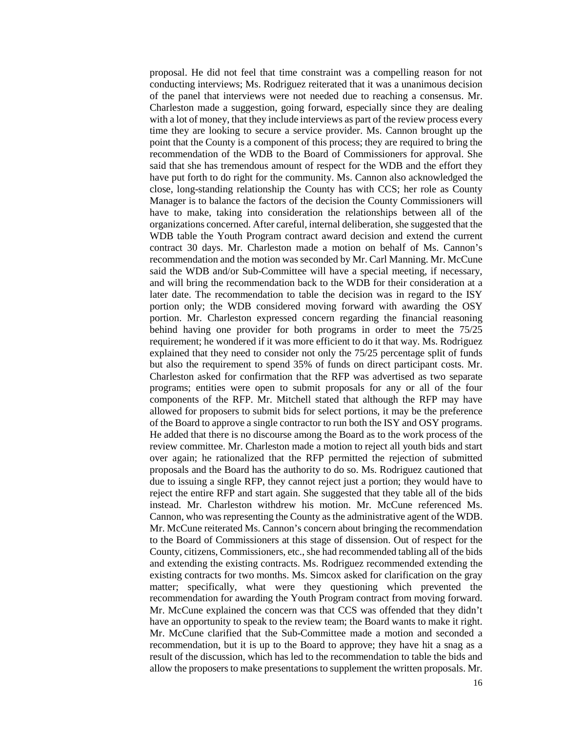proposal. He did not feel that time constraint was a compelling reason for not conducting interviews; Ms. Rodriguez reiterated that it was a unanimous decision of the panel that interviews were not needed due to reaching a consensus. Mr. Charleston made a suggestion, going forward, especially since they are dealing with a lot of money, that they include interviews as part of the review process every time they are looking to secure a service provider. Ms. Cannon brought up the point that the County is a component of this process; they are required to bring the recommendation of the WDB to the Board of Commissioners for approval. She said that she has tremendous amount of respect for the WDB and the effort they have put forth to do right for the community. Ms. Cannon also acknowledged the close, long-standing relationship the County has with CCS; her role as County Manager is to balance the factors of the decision the County Commissioners will have to make, taking into consideration the relationships between all of the organizations concerned. After careful, internal deliberation, she suggested that the WDB table the Youth Program contract award decision and extend the current contract 30 days. Mr. Charleston made a motion on behalf of Ms. Cannon's recommendation and the motion was seconded by Mr. Carl Manning. Mr. McCune said the WDB and/or Sub-Committee will have a special meeting, if necessary, and will bring the recommendation back to the WDB for their consideration at a later date. The recommendation to table the decision was in regard to the ISY portion only; the WDB considered moving forward with awarding the OSY portion. Mr. Charleston expressed concern regarding the financial reasoning behind having one provider for both programs in order to meet the 75/25 requirement; he wondered if it was more efficient to do it that way. Ms. Rodriguez explained that they need to consider not only the 75/25 percentage split of funds but also the requirement to spend 35% of funds on direct participant costs. Mr. Charleston asked for confirmation that the RFP was advertised as two separate programs; entities were open to submit proposals for any or all of the four components of the RFP. Mr. Mitchell stated that although the RFP may have allowed for proposers to submit bids for select portions, it may be the preference of the Board to approve a single contractor to run both the ISY and OSY programs. He added that there is no discourse among the Board as to the work process of the review committee. Mr. Charleston made a motion to reject all youth bids and start over again; he rationalized that the RFP permitted the rejection of submitted proposals and the Board has the authority to do so. Ms. Rodriguez cautioned that due to issuing a single RFP, they cannot reject just a portion; they would have to reject the entire RFP and start again. She suggested that they table all of the bids instead. Mr. Charleston withdrew his motion. Mr. McCune referenced Ms. Cannon, who was representing the County as the administrative agent of the WDB. Mr. McCune reiterated Ms. Cannon's concern about bringing the recommendation to the Board of Commissioners at this stage of dissension. Out of respect for the County, citizens, Commissioners, etc., she had recommended tabling all of the bids and extending the existing contracts. Ms. Rodriguez recommended extending the existing contracts for two months. Ms. Simcox asked for clarification on the gray matter; specifically, what were they questioning which prevented the recommendation for awarding the Youth Program contract from moving forward. Mr. McCune explained the concern was that CCS was offended that they didn't have an opportunity to speak to the review team; the Board wants to make it right. Mr. McCune clarified that the Sub-Committee made a motion and seconded a recommendation, but it is up to the Board to approve; they have hit a snag as a result of the discussion, which has led to the recommendation to table the bids and allow the proposers to make presentations to supplement the written proposals. Mr.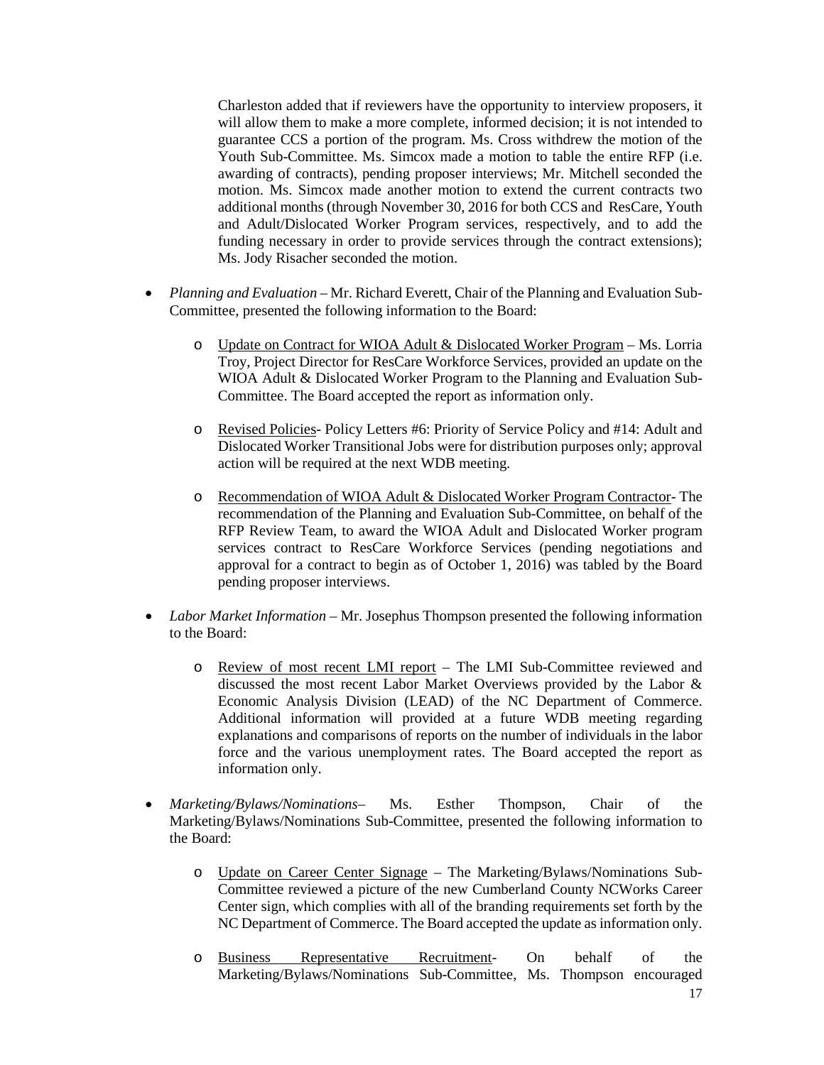Charleston added that if reviewers have the opportunity to interview proposers, it will allow them to make a more complete, informed decision; it is not intended to guarantee CCS a portion of the program. Ms. Cross withdrew the motion of the Youth Sub-Committee. Ms. Simcox made a motion to table the entire RFP (i.e. awarding of contracts), pending proposer interviews; Mr. Mitchell seconded the motion. Ms. Simcox made another motion to extend the current contracts two additional months (through November 30, 2016 for both CCS and ResCare, Youth and Adult/Dislocated Worker Program services, respectively, and to add the funding necessary in order to provide services through the contract extensions); Ms. Jody Risacher seconded the motion.

- *Planning and Evaluation* – Mr. Richard Everett, Chair of the Planning and Evaluation Sub-Committee, presented the following information to the Board:
  - Update on Contract for WIOA Adult & Dislocated Worker Program – Ms. Lorria Troy, Project Director for ResCare Workforce Services, provided an update on the WIOA Adult & Dislocated Worker Program to the Planning and Evaluation Sub-Committee. The Board accepted the report as information only.
  - Revised Policies- Policy Letters #6: Priority of Service Policy and #14: Adult and Dislocated Worker Transitional Jobs were for distribution purposes only; approval action will be required at the next WDB meeting.
  - Recommendation of WIOA Adult & Dislocated Worker Program Contractor- The recommendation of the Planning and Evaluation Sub-Committee, on behalf of the RFP Review Team, to award the WIOA Adult and Dislocated Worker program services contract to ResCare Workforce Services (pending negotiations and approval for a contract to begin as of October 1, 2016) was tabled by the Board pending proposer interviews.
- *Labor Market Information* – Mr. Josephus Thompson presented the following information to the Board:
  - Review of most recent LMI report – The LMI Sub-Committee reviewed and discussed the most recent Labor Market Overviews provided by the Labor & Economic Analysis Division (LEAD) of the NC Department of Commerce. Additional information will provided at a future WDB meeting regarding explanations and comparisons of reports on the number of individuals in the labor force and the various unemployment rates. The Board accepted the report as information only.
- *Marketing/Bylaws/Nominations*– Ms. Esther Thompson, Chair of the Marketing/Bylaws/Nominations Sub-Committee, presented the following information to the Board:
  - Update on Career Center Signage – The Marketing/Bylaws/Nominations Sub-Committee reviewed a picture of the new Cumberland County NCWorks Career Center sign, which complies with all of the branding requirements set forth by the NC Department of Commerce. The Board accepted the update as information only.
  - Business Representative Recruitment- On behalf of the Marketing/Bylaws/Nominations Sub-Committee, Ms. Thompson encouraged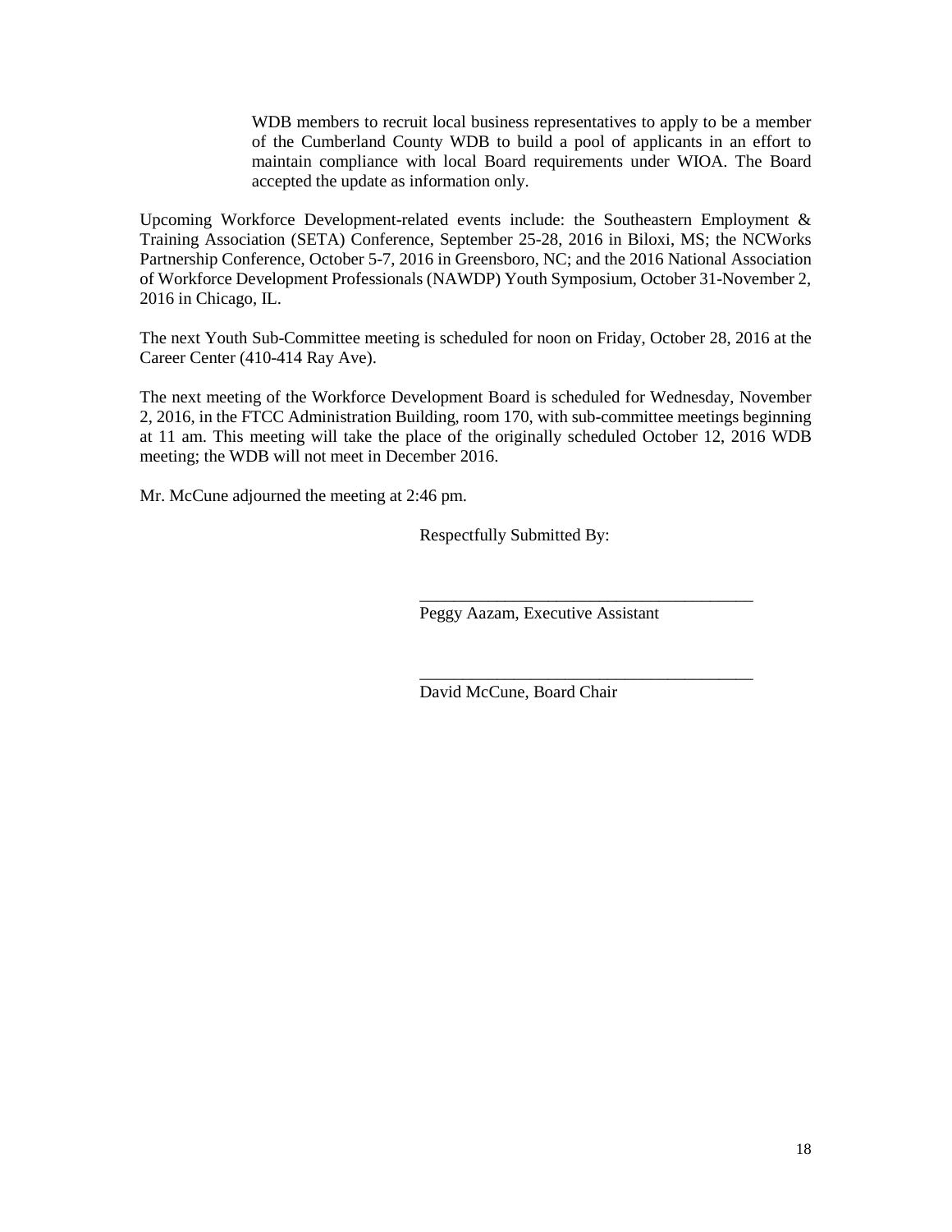WDB members to recruit local business representatives to apply to be a member of the Cumberland County WDB to build a pool of applicants in an effort to maintain compliance with local Board requirements under WIOA. The Board accepted the update as information only.

Upcoming Workforce Development-related events include: the Southeastern Employment & Training Association (SETA) Conference, September 25-28, 2016 in Biloxi, MS; the NCWorks Partnership Conference, October 5-7, 2016 in Greensboro, NC; and the 2016 National Association of Workforce Development Professionals (NAWDP) Youth Symposium, October 31-November 2, 2016 in Chicago, IL.

The next Youth Sub-Committee meeting is scheduled for noon on Friday, October 28, 2016 at the Career Center (410-414 Ray Ave).

The next meeting of the Workforce Development Board is scheduled for Wednesday, November 2, 2016, in the FTCC Administration Building, room 170, with sub-committee meetings beginning at 11 am. This meeting will take the place of the originally scheduled October 12, 2016 WDB meeting; the WDB will not meet in December 2016.

Mr. McCune adjourned the meeting at 2:46 pm.

Respectfully Submitted By:

\_\_\_\_\_\_\_\_\_\_\_\_\_\_\_\_\_\_\_\_\_\_\_\_\_\_\_\_\_\_\_\_\_\_\_\_\_\_\_\_

Peggy Aazam, Executive Assistant

\_\_\_\_\_\_\_\_\_\_\_\_\_\_\_\_\_\_\_\_\_\_\_\_\_\_\_\_\_\_\_\_\_\_\_\_\_\_\_\_

David McCune, Board Chair